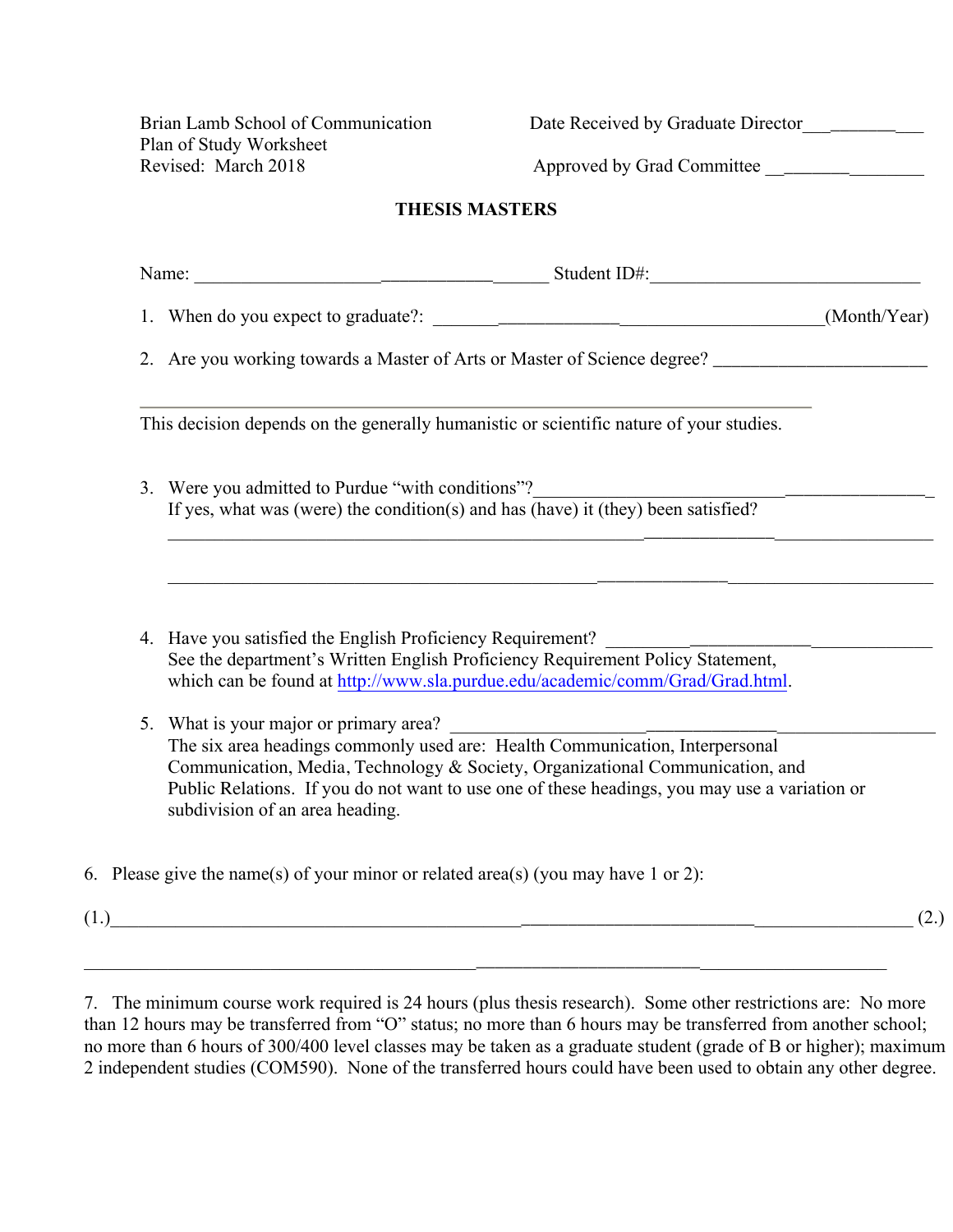Brian Lamb School of Communication
Plan of Study Worksheet
Revised: March 2018

Date Received by Graduate Director___________

Approved by Grad Committee ___________

**THESIS MASTERS**

Name: ______________________________ Student ID#:______________________________

1. When do you expect to graduate?: ______________________________(Month/Year)

2. Are you working towards a Master of Arts or Master of Science degree? ______________________

______________________________________________________________

This decision depends on the generally humanistic or scientific nature of your studies.

3. Were you admitted to Purdue "with conditions"?______________________________
   If yes, what was (were) the condition(s) and has (have) it (they) been satisfied?
   ______________________________________________________________
   ______________________________________________________________

4. Have you satisfied the English Proficiency Requirement? ______________________________
   See the department's Written English Proficiency Requirement Policy Statement, which can be found at http://www.sla.purdue.edu/academic/comm/Grad/Grad.html.

5. What is your major or primary area? ______________________________
   The six area headings commonly used are: Health Communication, Interpersonal Communication, Media, Technology & Society, Organizational Communication, and Public Relations. If you do not want to use one of these headings, you may use a variation or subdivision of an area heading.

6. Please give the name(s) of your minor or related area(s) (you may have 1 or 2):

(1.)______________________________________________________________ (2.)

______________________________________________________________

7. The minimum course work required is 24 hours (plus thesis research). Some other restrictions are: No more than 12 hours may be transferred from "O" status; no more than 6 hours may be transferred from another school; no more than 6 hours of 300/400 level classes may be taken as a graduate student (grade of B or higher); maximum 2 independent studies (COM590). None of the transferred hours could have been used to obtain any other degree.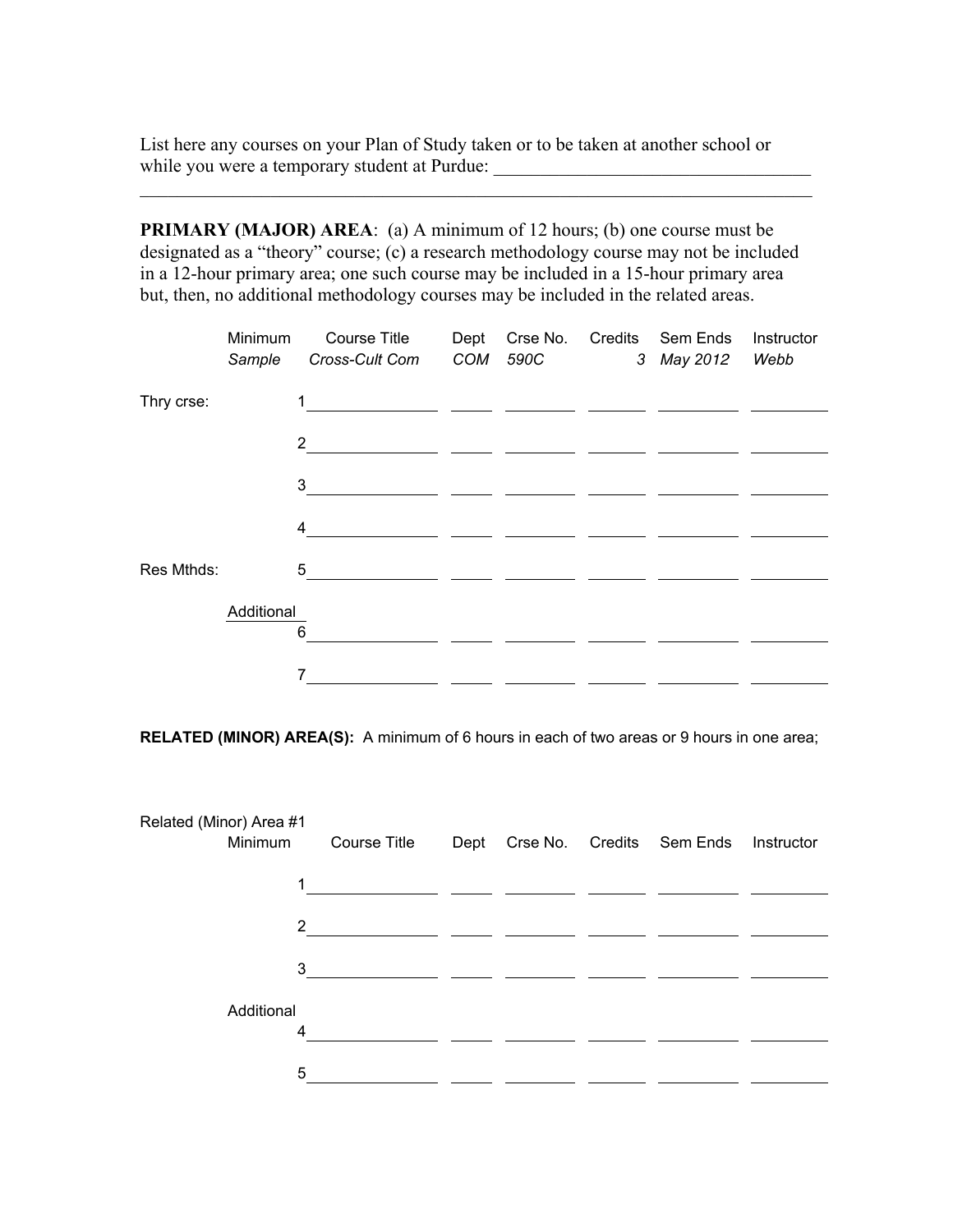List here any courses on your Plan of Study taken or to be taken at another school or while you were a temporary student at Purdue: ___________________________________

___________________________________________________________________________

**PRIMARY (MAJOR) AREA**: (a) A minimum of 12 hours; (b) one course must be designated as a "theory" course; (c) a research methodology course may not be included in a 12-hour primary area; one such course may be included in a 15-hour primary area but, then, no additional methodology courses may be included in the related areas.

| | Minimum | | Course Title | Dept | Crse No. | Credits | Sem Ends | Instructor |
|---|---|---|---|---|---|---|---|---|
| | *Sample* | | *Cross-Cult Com* | *COM* | *590C* | *3* | *May 2012* | *Webb* |
| Thry crse: | | 1 | | | | | | |
| | | 2 | | | | | | |
| | | 3 | | | | | | |
| | | 4 | | | | | | |
| Res Mthds: | | 5 | | | | | | |
| | Additional | 6 | | | | | | |
| | | 7 | | | | | | |

**RELATED (MINOR) AREA(S):** A minimum of 6 hours in each of two areas or 9 hours in one area;

Related (Minor) Area #1

| Minimum | | Course Title | Dept | Crse No. | Credits | Sem Ends | Instructor |
|---|---|---|---|---|---|---|---|
| | 1 | | | | | | |
| | 2 | | | | | | |
| | 3 | | | | | | |
| Additional | 4 | | | | | | |
| | 5 | | | | | | |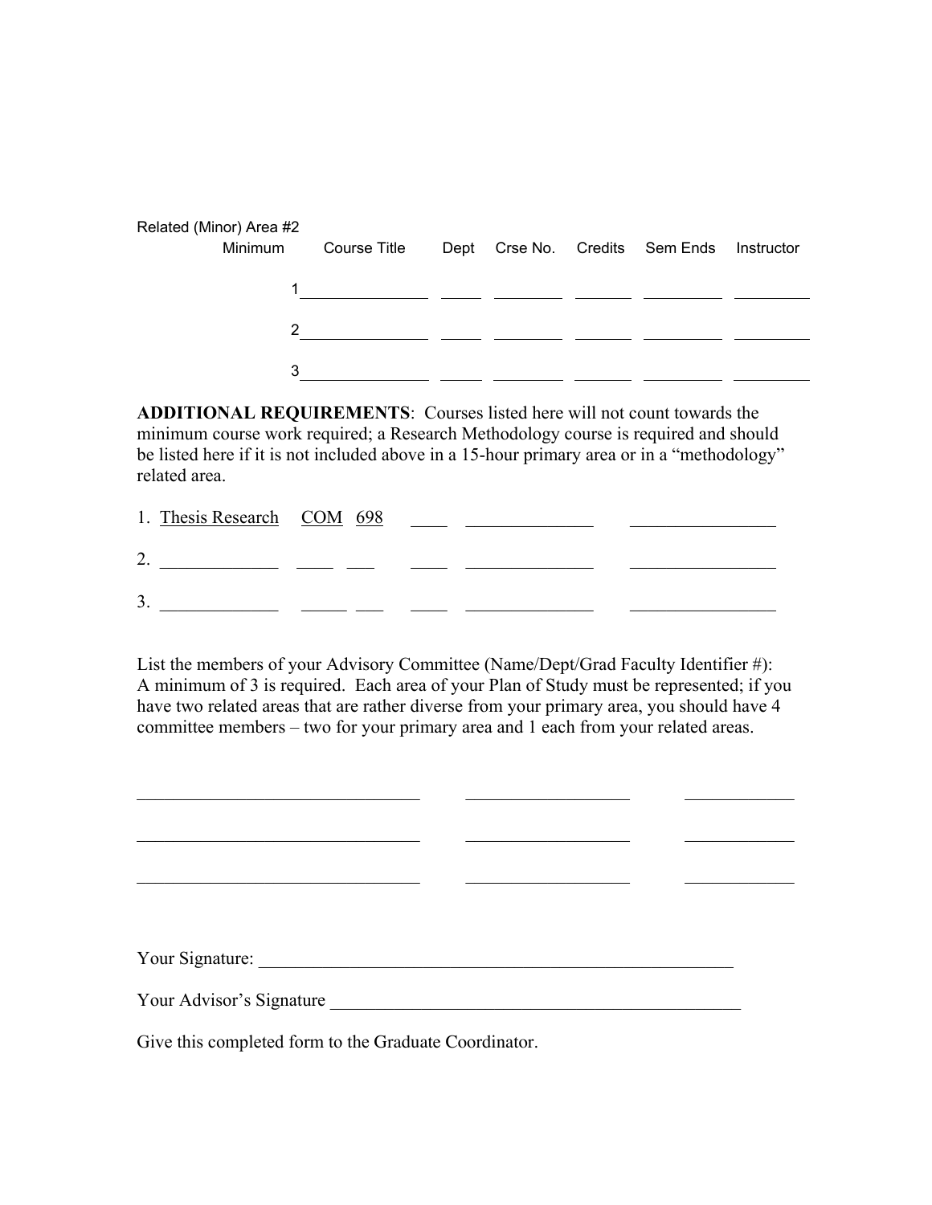Related (Minor) Area #2

| Minimum | | Course Title | Dept | Crse No. | Credits | Sem Ends | Instructor |
|---|---|---|---|---|---|---|---|
| | 1 | | | | | | |
| | 2 | | | | | | |
| | 3 | | | | | | |

**ADDITIONAL REQUIREMENTS**: Courses listed here will not count towards the minimum course work required; a Research Methodology course is required and should be listed here if it is not included above in a 15-hour primary area or in a "methodology" related area.

| | | | | | | |
|---|---|---|---|---|---|---|
| 1. | Thesis Research | COM | 698 | ____ | ______________ | ________________ |
| 2. | ____________ | ____ | ___ | ____ | ______________ | ________________ |
| 3. | ____________ | _____ | ___ | ____ | ______________ | ________________ |

List the members of your Advisory Committee (Name/Dept/Grad Faculty Identifier #): A minimum of 3 is required. Each area of your Plan of Study must be represented; if you have two related areas that are rather diverse from your primary area, you should have 4 committee members – two for your primary area and 1 each from your related areas.

| | | |
|---|---|---|
| ______________________________ | _________________ | ___________ |
| ______________________________ | _________________ | ___________ |
| ______________________________ | _________________ | ___________ |

Your Signature: ______________________________________________

Your Advisor's Signature ________________________________________

Give this completed form to the Graduate Coordinator.